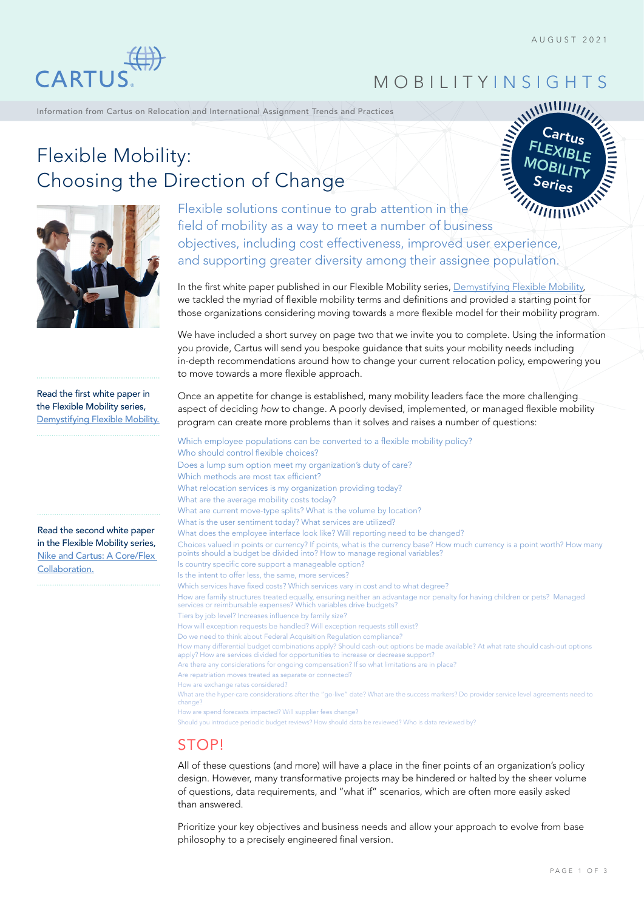AUGUST 2021

# MOBILITYINSIGHTS

Information from Cartus on Relocation and International Assignment Trends and Practices

Cartus FLEXIBLE MOBILITY Series

# Flexible Mobility: Choosing the Direction of Change

Flexible solutions continue to grab attention in the field of mobility as a way to meet a number of business objectives, including cost effectiveness, improved user experience, and supporting greater diversity among their assignee population.

In the first white paper published in our Flexible Mobility series, Demystifying Flexible Mobility, we tackled the myriad of flexible mobility terms and definitions and provided a starting point for those organizations considering moving towards a more flexible model for their mobility program.

We have included a short survey on page two that we invite you to complete. Using the information you provide, Cartus will send you bespoke guidance that suits your mobility needs including in-depth recommendations around how to change your current relocation policy, empowering you to move towards a more flexible approach.

Once an appetite for change is established, many mobility leaders face the more challenging aspect of deciding *how* to change. A poorly devised, implemented, or managed flexible mobility program can create more problems than it solves and raises a number of questions:

Which employee populations can be converted to a flexible mobility policy?
Who should control flexible choices?
Does a lump sum option meet my organization's duty of care?
Which methods are most tax efficient?
What relocation services is my organization providing today?
What are the average mobility costs today?
What are current move-type splits? What is the volume by location?
What is the user sentiment today? What services are utilized?
What does the employee interface look like? Will reporting need to be changed?
Choices valued in points or currency? If points, what is the currency base? How much currency is a point worth? How many points should a budget be divided into? How to manage regional variables?
Is country specific core support a manageable option?
Is the intent to offer less, the same, more services?
Which services have fixed costs? Which services vary in cost and to what degree?
How are family structures treated equally, ensuring neither an advantage nor penalty for having children or pets? Managed services or reimbursable expenses? Which variables drive budgets?
Tiers by job level? Increases influence by family size?
How will exception requests be handled? Will exception requests still exist?
Do we need to think about Federal Acquisition Regulation compliance?
How many differential budget combinations apply? Should cash-out options be made available? At what rate should cash-out options apply? How are services divided for opportunities to increase or decrease support?
Are there any considerations for ongoing compensation? If so what limitations are in place?
Are repatriation moves treated as separate or connected?
How are exchange rates considered?
What are the hyper-care considerations after the "go-live" date? What are the success markers? Do provider service level agreements need to change?
How are spend forecasts impacted? Will supplier fees change?
Should you introduce periodic budget reviews? How should data be reviewed? Who is data reviewed by?

## STOP!

All of these questions (and more) will have a place in the finer points of an organization's policy design. However, many transformative projects may be hindered or halted by the sheer volume of questions, data requirements, and "what if" scenarios, which are often more easily asked than answered.

Prioritize your key objectives and business needs and allow your approach to evolve from base philosophy to a precisely engineered final version.

Read the first white paper in the Flexible Mobility series, Demystifying Flexible Mobility.

Read the second white paper in the Flexible Mobility series, Nike and Cartus: A Core/Flex Collaboration.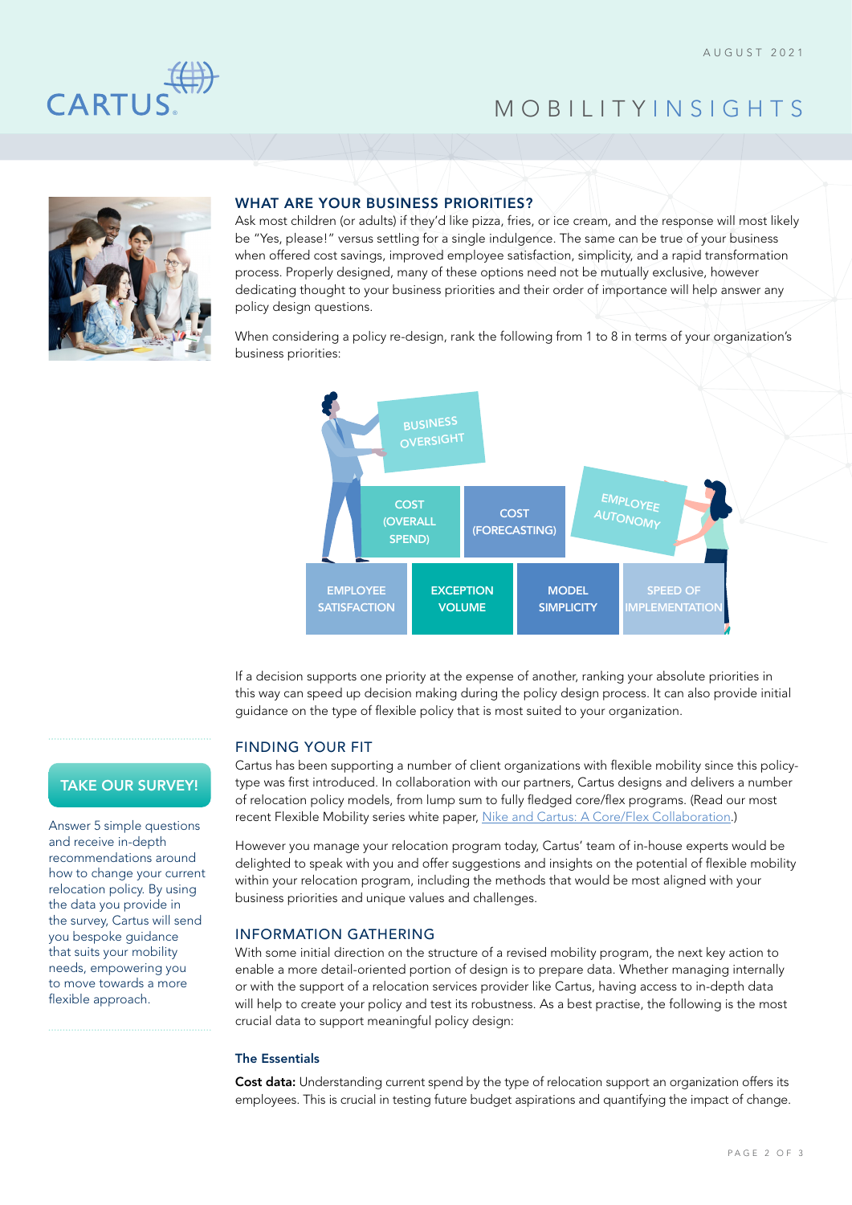## WHAT ARE YOUR BUSINESS PRIORITIES?

Ask most children (or adults) if they'd like pizza, fries, or ice cream, and the response will most likely be "Yes, please!" versus settling for a single indulgence. The same can be true of your business when offered cost savings, improved employee satisfaction, simplicity, and a rapid transformation process. Properly designed, many of these options need not be mutually exclusive, however dedicating thought to your business priorities and their order of importance will help answer any policy design questions.

When considering a policy re-design, rank the following from 1 to 8 in terms of your organization's business priorities:

- BUSINESS OVERSIGHT
- COST (OVERALL SPEND)
- COST (FORECASTING)
- EMPLOYEE AUTONOMY
- EMPLOYEE SATISFACTION
- EXCEPTION VOLUME
- MODEL SIMPLICITY
- SPEED OF IMPLEMENTATION

If a decision supports one priority at the expense of another, ranking your absolute priorities in this way can speed up decision making during the policy design process. It can also provide initial guidance on the type of flexible policy that is most suited to your organization.

## FINDING YOUR FIT

Cartus has been supporting a number of client organizations with flexible mobility since this policy-type was first introduced. In collaboration with our partners, Cartus designs and delivers a number of relocation policy models, from lump sum to fully fledged core/flex programs. (Read our most recent Flexible Mobility series white paper, Nike and Cartus: A Core/Flex Collaboration.)

However you manage your relocation program today, Cartus' team of in-house experts would be delighted to speak with you and offer suggestions and insights on the potential of flexible mobility within your relocation program, including the methods that would be most aligned with your business priorities and unique values and challenges.

> **TAKE OUR SURVEY!**
>
> Answer 5 simple questions and receive in-depth recommendations around how to change your current relocation policy. By using the data you provide in the survey, Cartus will send you bespoke guidance that suits your mobility needs, empowering you to move towards a more flexible approach.

## INFORMATION GATHERING

With some initial direction on the structure of a revised mobility program, the next key action to enable a more detail-oriented portion of design is to prepare data. Whether managing internally or with the support of a relocation services provider like Cartus, having access to in-depth data will help to create your policy and test its robustness. As a best practise, the following is the most crucial data to support meaningful policy design:

### The Essentials

**Cost data:** Understanding current spend by the type of relocation support an organization offers its employees. This is crucial in testing future budget aspirations and quantifying the impact of change.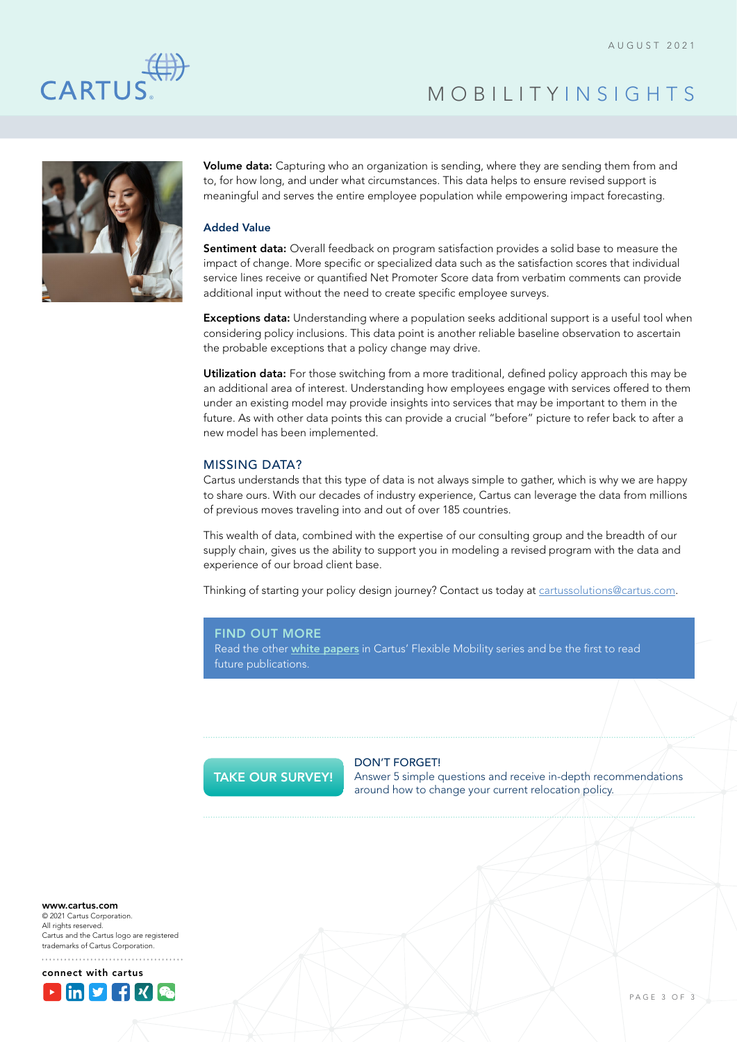**Volume data:** Capturing who an organization is sending, where they are sending them from and to, for how long, and under what circumstances. This data helps to ensure revised support is meaningful and serves the entire employee population while empowering impact forecasting.

### Added Value

**Sentiment data:** Overall feedback on program satisfaction provides a solid base to measure the impact of change. More specific or specialized data such as the satisfaction scores that individual service lines receive or quantified Net Promoter Score data from verbatim comments can provide additional input without the need to create specific employee surveys.

**Exceptions data:** Understanding where a population seeks additional support is a useful tool when considering policy inclusions. This data point is another reliable baseline observation to ascertain the probable exceptions that a policy change may drive.

**Utilization data:** For those switching from a more traditional, defined policy approach this may be an additional area of interest. Understanding how employees engage with services offered to them under an existing model may provide insights into services that may be important to them in the future. As with other data points this can provide a crucial "before" picture to refer back to after a new model has been implemented.

## MISSING DATA?

Cartus understands that this type of data is not always simple to gather, which is why we are happy to share ours. With our decades of industry experience, Cartus can leverage the data from millions of previous moves traveling into and out of over 185 countries.

This wealth of data, combined with the expertise of our consulting group and the breadth of our supply chain, gives us the ability to support you in modeling a revised program with the data and experience of our broad client base.

Thinking of starting your policy design journey? Contact us today at cartussolutions@cartus.com.

## FIND OUT MORE

Read the other white papers in Cartus' Flexible Mobility series and be the first to read future publications.

**TAKE OUR SURVEY!**

DON'T FORGET!
Answer 5 simple questions and receive in-depth recommendations around how to change your current relocation policy.

**www.cartus.com**
© 2021 Cartus Corporation.
All rights reserved.
Cartus and the Cartus logo are registered trademarks of Cartus Corporation.

connect with cartus